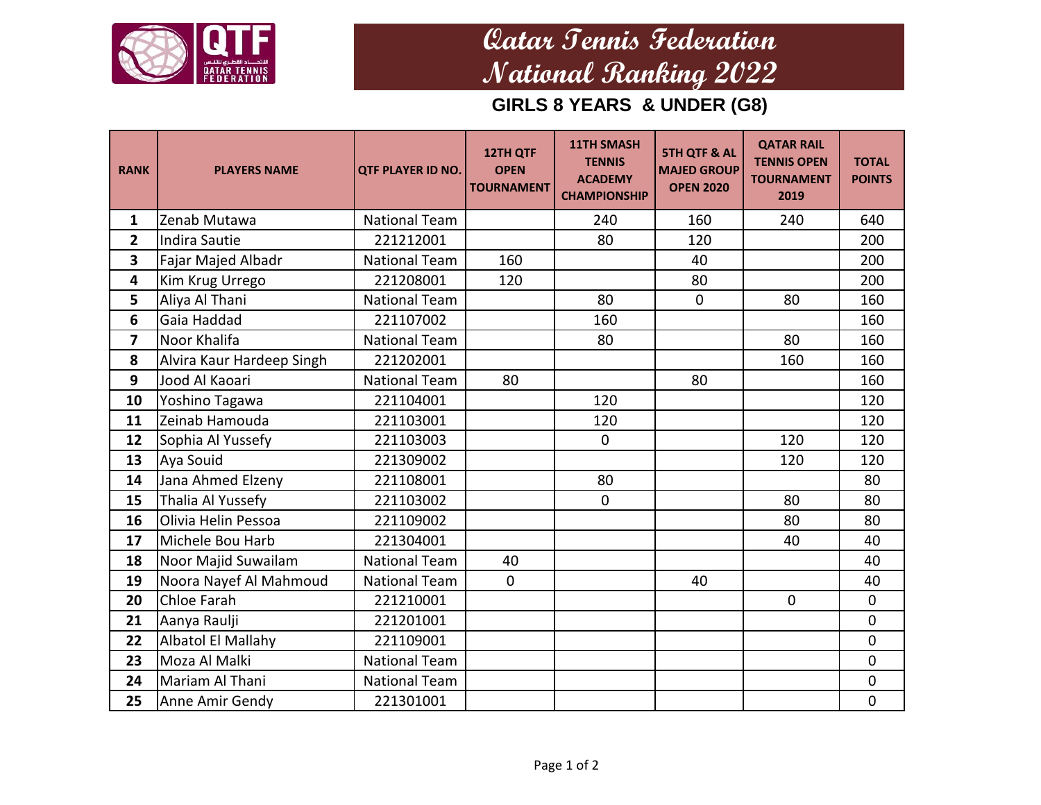# Qatar Tennis Federation
# National Ranking 2022

## GIRLS 8 YEARS & UNDER (G8)

| RANK | PLAYERS NAME | QTF PLAYER ID NO. | 12TH QTF OPEN TOURNAMENT | 11TH SMASH TENNIS ACADEMY CHAMPIONSHIP | 5TH QTF & AL MAJED GROUP OPEN 2020 | QATAR RAIL TENNIS OPEN TOURNAMENT 2019 | TOTAL POINTS |
|---|---|---|---|---|---|---|---|
| 1 | Zenab Mutawa | National Team | | 240 | 160 | 240 | 640 |
| 2 | Indira Sautie | 221212001 | | 80 | 120 | | 200 |
| 3 | Fajar Majed Albadr | National Team | 160 | | 40 | | 200 |
| 4 | Kim Krug Urrego | 221208001 | 120 | | 80 | | 200 |
| 5 | Aliya Al Thani | National Team | | 80 | 0 | 80 | 160 |
| 6 | Gaia Haddad | 221107002 | | 160 | | | 160 |
| 7 | Noor Khalifa | National Team | | 80 | | 80 | 160 |
| 8 | Alvira Kaur Hardeep Singh | 221202001 | | | | 160 | 160 |
| 9 | Jood Al Kaoari | National Team | 80 | | 80 | | 160 |
| 10 | Yoshino Tagawa | 221104001 | | 120 | | | 120 |
| 11 | Zeinab Hamouda | 221103001 | | 120 | | | 120 |
| 12 | Sophia Al Yussefy | 221103003 | | 0 | | 120 | 120 |
| 13 | Aya Souid | 221309002 | | | | 120 | 120 |
| 14 | Jana Ahmed Elzeny | 221108001 | | 80 | | | 80 |
| 15 | Thalia Al Yussefy | 221103002 | | 0 | | 80 | 80 |
| 16 | Olivia Helin Pessoa | 221109002 | | | | 80 | 80 |
| 17 | Michele Bou Harb | 221304001 | | | | 40 | 40 |
| 18 | Noor Majid Suwailam | National Team | 40 | | | | 40 |
| 19 | Noora Nayef Al Mahmoud | National Team | 0 | | 40 | | 40 |
| 20 | Chloe Farah | 221210001 | | | | 0 | 0 |
| 21 | Aanya Raulji | 221201001 | | | | | 0 |
| 22 | Albatol El Mallahy | 221109001 | | | | | 0 |
| 23 | Moza Al Malki | National Team | | | | | 0 |
| 24 | Mariam Al Thani | National Team | | | | | 0 |
| 25 | Anne Amir Gendy | 221301001 | | | | | 0 |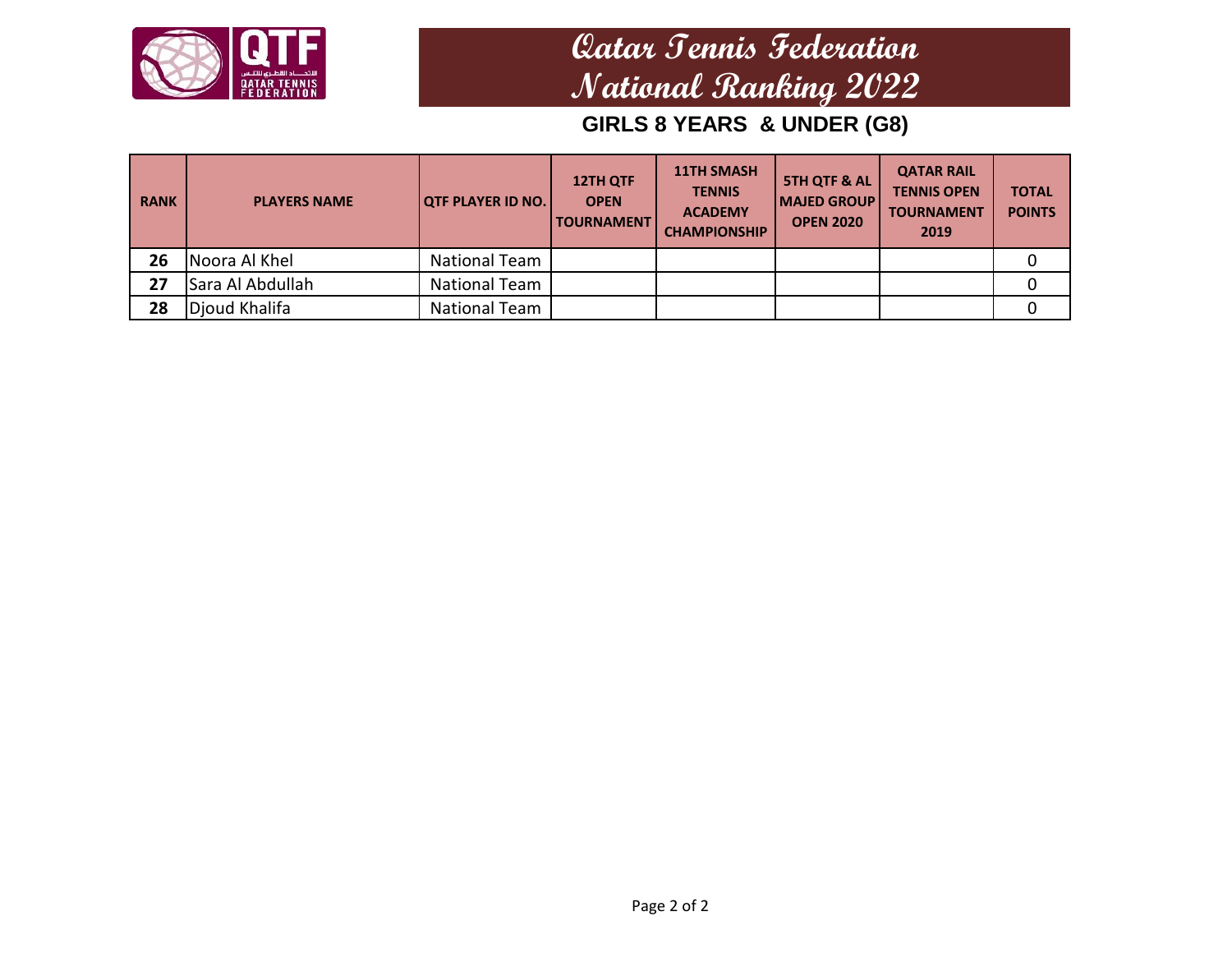# Qatar Tennis Federation
# National Ranking 2022

## GIRLS 8 YEARS & UNDER (G8)

| RANK | PLAYERS NAME | QTF PLAYER ID NO. | 12TH QTF OPEN TOURNAMENT | 11TH SMASH TENNIS ACADEMY CHAMPIONSHIP | 5TH QTF & AL MAJED GROUP OPEN 2020 | QATAR RAIL TENNIS OPEN TOURNAMENT 2019 | TOTAL POINTS |
|---|---|---|---|---|---|---|---|
| **26** | Noora Al Khel | National Team | | | | | 0 |
| **27** | Sara Al Abdullah | National Team | | | | | 0 |
| **28** | Djoud Khalifa | National Team | | | | | 0 |